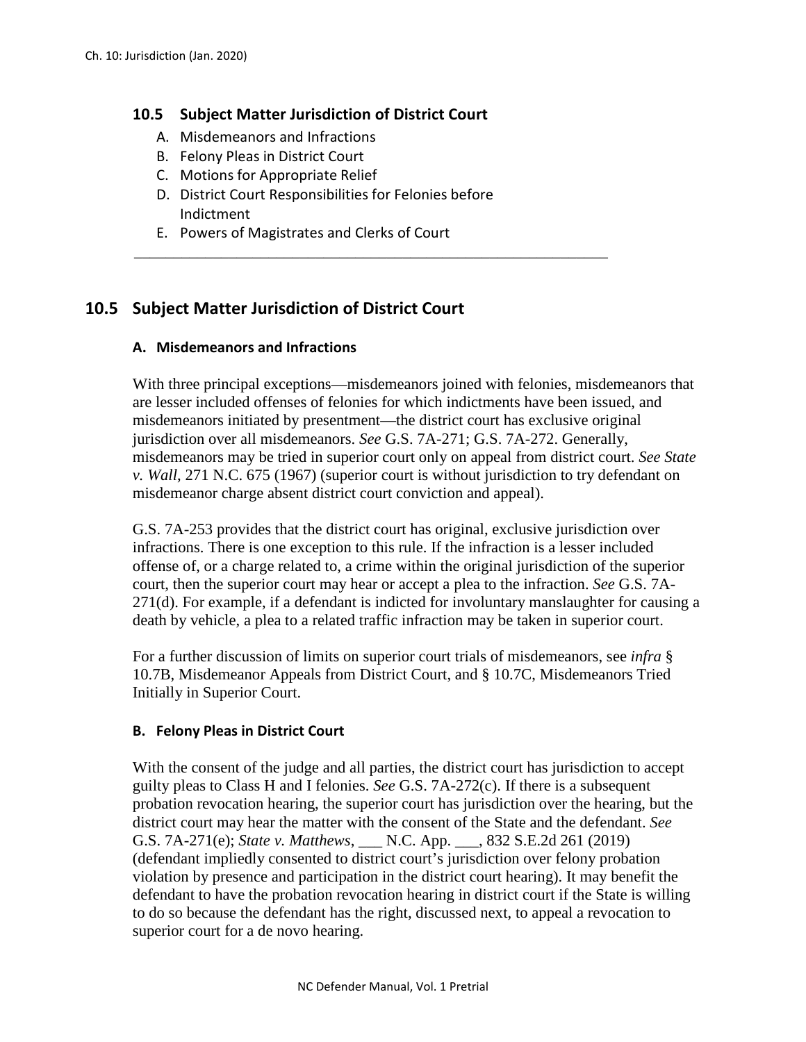## 10.5 Subject Matter Jurisdiction of District Court

A. Misdemeanors and Infractions
B. Felony Pleas in District Court
C. Motions for Appropriate Relief
D. District Court Responsibilities for Felonies before Indictment
E. Powers of Magistrates and Clerks of Court

---

## 10.5 Subject Matter Jurisdiction of District Court

### A. Misdemeanors and Infractions

With three principal exceptions—misdemeanors joined with felonies, misdemeanors that are lesser included offenses of felonies for which indictments have been issued, and misdemeanors initiated by presentment—the district court has exclusive original jurisdiction over all misdemeanors. *See* G.S. 7A-271; G.S. 7A-272. Generally, misdemeanors may be tried in superior court only on appeal from district court. *See State v. Wall*, 271 N.C. 675 (1967) (superior court is without jurisdiction to try defendant on misdemeanor charge absent district court conviction and appeal).

G.S. 7A-253 provides that the district court has original, exclusive jurisdiction over infractions. There is one exception to this rule. If the infraction is a lesser included offense of, or a charge related to, a crime within the original jurisdiction of the superior court, then the superior court may hear or accept a plea to the infraction. *See* G.S. 7A-271(d). For example, if a defendant is indicted for involuntary manslaughter for causing a death by vehicle, a plea to a related traffic infraction may be taken in superior court.

For a further discussion of limits on superior court trials of misdemeanors, see *infra* § 10.7B, Misdemeanor Appeals from District Court, and § 10.7C, Misdemeanors Tried Initially in Superior Court.

### B. Felony Pleas in District Court

With the consent of the judge and all parties, the district court has jurisdiction to accept guilty pleas to Class H and I felonies. *See* G.S. 7A-272(c). If there is a subsequent probation revocation hearing, the superior court has jurisdiction over the hearing, but the district court may hear the matter with the consent of the State and the defendant. *See* G.S. 7A-271(e); *State v. Matthews*, ___ N.C. App. ___, 832 S.E.2d 261 (2019) (defendant impliedly consented to district court's jurisdiction over felony probation violation by presence and participation in the district court hearing). It may benefit the defendant to have the probation revocation hearing in district court if the State is willing to do so because the defendant has the right, discussed next, to appeal a revocation to superior court for a de novo hearing.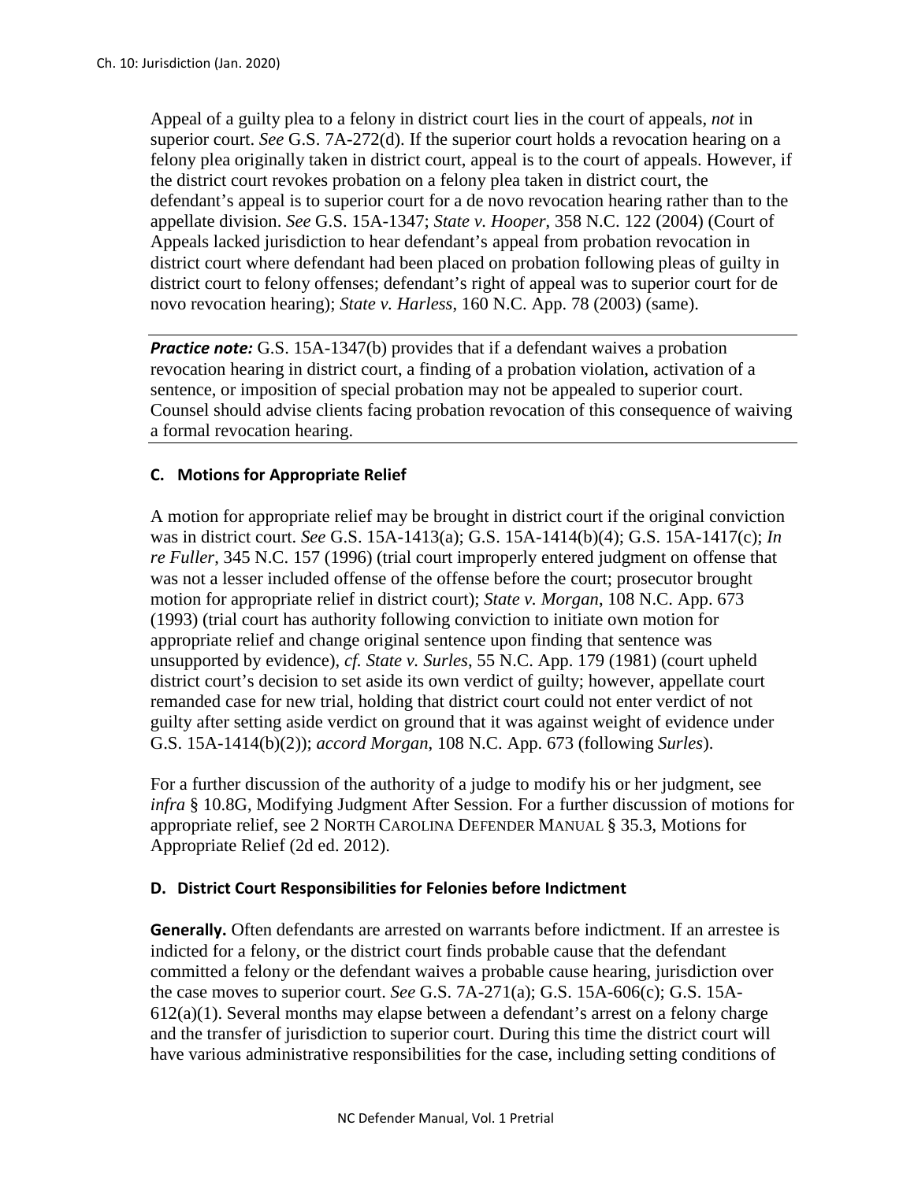Appeal of a guilty plea to a felony in district court lies in the court of appeals, *not* in superior court. *See* G.S. 7A-272(d). If the superior court holds a revocation hearing on a felony plea originally taken in district court, appeal is to the court of appeals. However, if the district court revokes probation on a felony plea taken in district court, the defendant's appeal is to superior court for a de novo revocation hearing rather than to the appellate division. *See* G.S. 15A-1347; *State v. Hooper*, 358 N.C. 122 (2004) (Court of Appeals lacked jurisdiction to hear defendant's appeal from probation revocation in district court where defendant had been placed on probation following pleas of guilty in district court to felony offenses; defendant's right of appeal was to superior court for de novo revocation hearing); *State v. Harless*, 160 N.C. App. 78 (2003) (same).

***Practice note:*** G.S. 15A-1347(b) provides that if a defendant waives a probation revocation hearing in district court, a finding of a probation violation, activation of a sentence, or imposition of special probation may not be appealed to superior court. Counsel should advise clients facing probation revocation of this consequence of waiving a formal revocation hearing.

### C. Motions for Appropriate Relief

A motion for appropriate relief may be brought in district court if the original conviction was in district court. *See* G.S. 15A-1413(a); G.S. 15A-1414(b)(4); G.S. 15A-1417(c); *In re Fuller*, 345 N.C. 157 (1996) (trial court improperly entered judgment on offense that was not a lesser included offense of the offense before the court; prosecutor brought motion for appropriate relief in district court); *State v. Morgan*, 108 N.C. App. 673 (1993) (trial court has authority following conviction to initiate own motion for appropriate relief and change original sentence upon finding that sentence was unsupported by evidence), *cf. State v. Surles*, 55 N.C. App. 179 (1981) (court upheld district court's decision to set aside its own verdict of guilty; however, appellate court remanded case for new trial, holding that district court could not enter verdict of not guilty after setting aside verdict on ground that it was against weight of evidence under G.S. 15A-1414(b)(2)); *accord Morgan*, 108 N.C. App. 673 (following *Surles*).

For a further discussion of the authority of a judge to modify his or her judgment, see *infra* § 10.8G, Modifying Judgment After Session. For a further discussion of motions for appropriate relief, see 2 NORTH CAROLINA DEFENDER MANUAL § 35.3, Motions for Appropriate Relief (2d ed. 2012).

### D. District Court Responsibilities for Felonies before Indictment

**Generally.** Often defendants are arrested on warrants before indictment. If an arrestee is indicted for a felony, or the district court finds probable cause that the defendant committed a felony or the defendant waives a probable cause hearing, jurisdiction over the case moves to superior court. *See* G.S. 7A-271(a); G.S. 15A-606(c); G.S. 15A-612(a)(1). Several months may elapse between a defendant's arrest on a felony charge and the transfer of jurisdiction to superior court. During this time the district court will have various administrative responsibilities for the case, including setting conditions of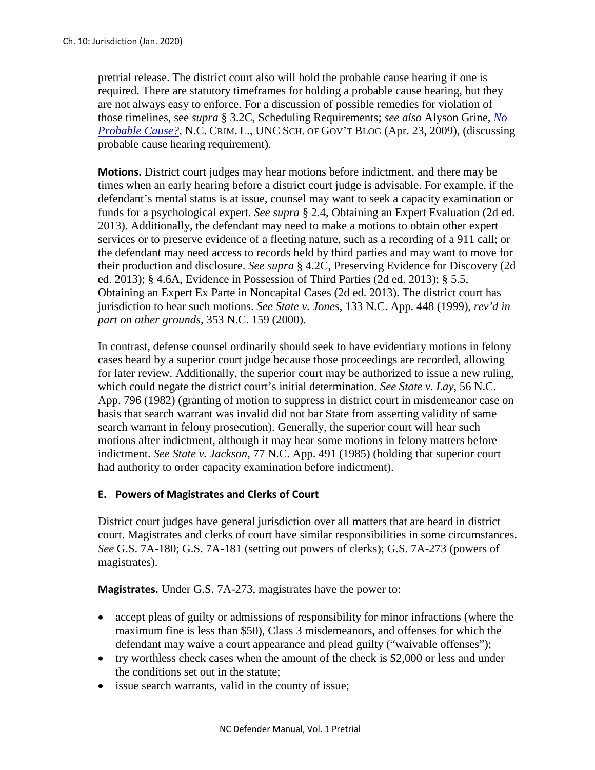pretrial release. The district court also will hold the probable cause hearing if one is required. There are statutory timeframes for holding a probable cause hearing, but they are not always easy to enforce. For a discussion of possible remedies for violation of those timelines, see *supra* § 3.2C, Scheduling Requirements; *see also* Alyson Grine, *No Probable Cause?*, N.C. CRIM. L., UNC SCH. OF GOV'T BLOG (Apr. 23, 2009), (discussing probable cause hearing requirement).

**Motions.** District court judges may hear motions before indictment, and there may be times when an early hearing before a district court judge is advisable. For example, if the defendant's mental status is at issue, counsel may want to seek a capacity examination or funds for a psychological expert. *See supra* § 2.4, Obtaining an Expert Evaluation (2d ed. 2013). Additionally, the defendant may need to make a motions to obtain other expert services or to preserve evidence of a fleeting nature, such as a recording of a 911 call; or the defendant may need access to records held by third parties and may want to move for their production and disclosure. *See supra* § 4.2C, Preserving Evidence for Discovery (2d ed. 2013); § 4.6A, Evidence in Possession of Third Parties (2d ed. 2013); § 5.5, Obtaining an Expert Ex Parte in Noncapital Cases (2d ed. 2013). The district court has jurisdiction to hear such motions. *See State v. Jones*, 133 N.C. App. 448 (1999), *rev'd in part on other grounds*, 353 N.C. 159 (2000).

In contrast, defense counsel ordinarily should seek to have evidentiary motions in felony cases heard by a superior court judge because those proceedings are recorded, allowing for later review. Additionally, the superior court may be authorized to issue a new ruling, which could negate the district court's initial determination. *See State v. Lay*, 56 N.C. App. 796 (1982) (granting of motion to suppress in district court in misdemeanor case on basis that search warrant was invalid did not bar State from asserting validity of same search warrant in felony prosecution). Generally, the superior court will hear such motions after indictment, although it may hear some motions in felony matters before indictment. *See State v. Jackson*, 77 N.C. App. 491 (1985) (holding that superior court had authority to order capacity examination before indictment).

### E. Powers of Magistrates and Clerks of Court

District court judges have general jurisdiction over all matters that are heard in district court. Magistrates and clerks of court have similar responsibilities in some circumstances. *See* G.S. 7A-180; G.S. 7A-181 (setting out powers of clerks); G.S. 7A-273 (powers of magistrates).

**Magistrates.** Under G.S. 7A-273, magistrates have the power to:

- accept pleas of guilty or admissions of responsibility for minor infractions (where the maximum fine is less than $50), Class 3 misdemeanors, and offenses for which the defendant may waive a court appearance and plead guilty ("waivable offenses");
- try worthless check cases when the amount of the check is $2,000 or less and under the conditions set out in the statute;
- issue search warrants, valid in the county of issue;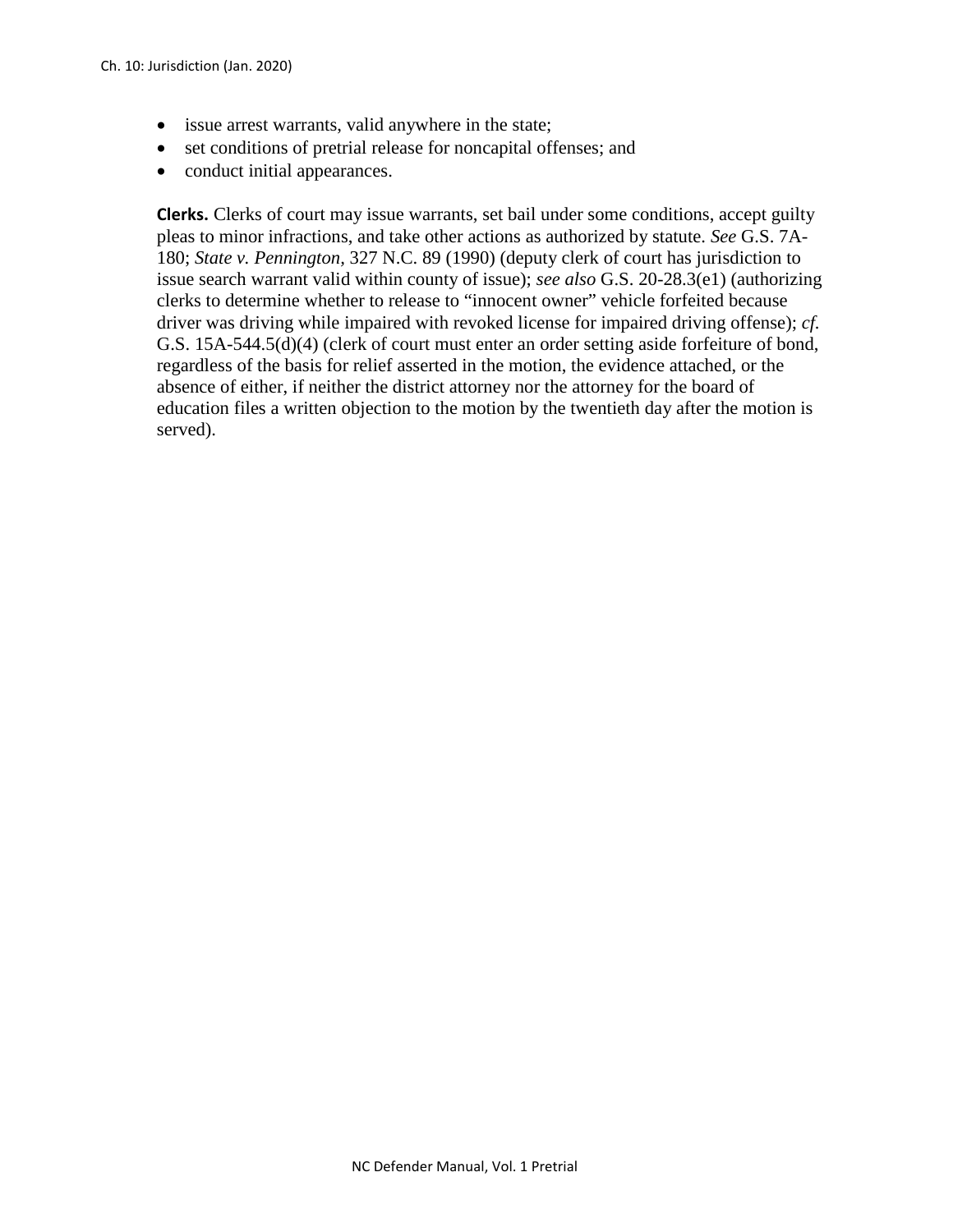- issue arrest warrants, valid anywhere in the state;
- set conditions of pretrial release for noncapital offenses; and
- conduct initial appearances.

**Clerks.** Clerks of court may issue warrants, set bail under some conditions, accept guilty pleas to minor infractions, and take other actions as authorized by statute. *See* G.S. 7A-180; *State v. Pennington*, 327 N.C. 89 (1990) (deputy clerk of court has jurisdiction to issue search warrant valid within county of issue); *see also* G.S. 20-28.3(e1) (authorizing clerks to determine whether to release to "innocent owner" vehicle forfeited because driver was driving while impaired with revoked license for impaired driving offense); *cf.* G.S. 15A-544.5(d)(4) (clerk of court must enter an order setting aside forfeiture of bond, regardless of the basis for relief asserted in the motion, the evidence attached, or the absence of either, if neither the district attorney nor the attorney for the board of education files a written objection to the motion by the twentieth day after the motion is served).